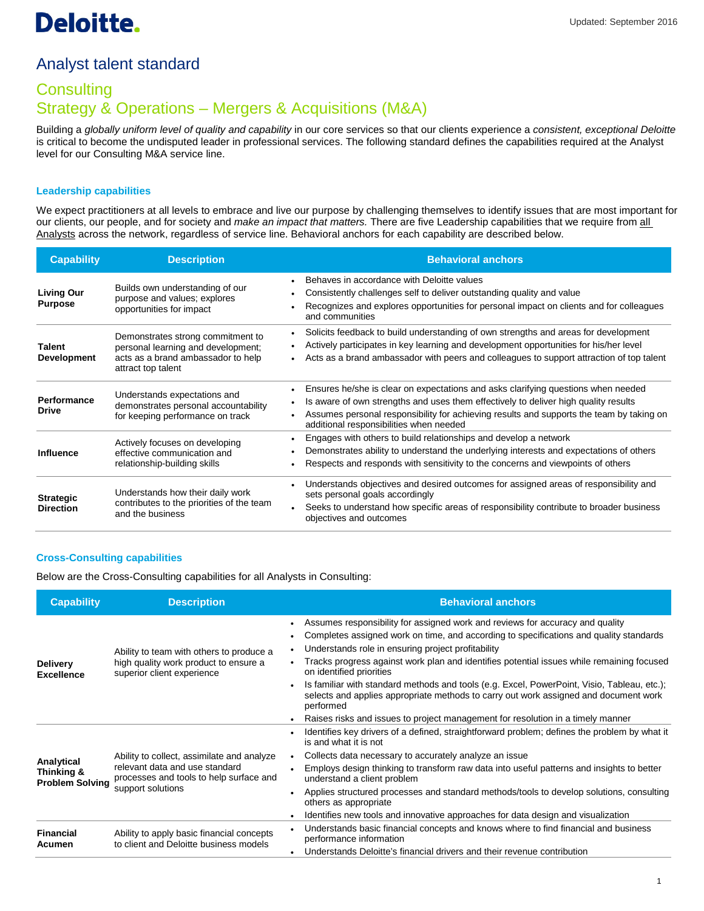Deloitte.

Updated: September 2016

# Analyst talent standard

## Consulting
## Strategy & Operations – Mergers & Acquisitions (M&A)

Building a *globally uniform level of quality and capability* in our core services so that our clients experience a *consistent, exceptional Deloitte* is critical to become the undisputed leader in professional services. The following standard defines the capabilities required at the Analyst level for our Consulting M&A service line.

### Leadership capabilities

We expect practitioners at all levels to embrace and live our purpose by challenging themselves to identify issues that are most important for our clients, our people, and for society and *make an impact that matters.* There are five Leadership capabilities that we require from all Analysts across the network, regardless of service line. Behavioral anchors for each capability are described below.

| Capability | Description | Behavioral anchors |
|---|---|---|
| **Living Our Purpose** | Builds own understanding of our purpose and values; explores opportunities for impact | • Behaves in accordance with Deloitte values<br>• Consistently challenges self to deliver outstanding quality and value<br>• Recognizes and explores opportunities for personal impact on clients and for colleagues and communities |
| **Talent Development** | Demonstrates strong commitment to personal learning and development; acts as a brand ambassador to help attract top talent | • Solicits feedback to build understanding of own strengths and areas for development<br>• Actively participates in key learning and development opportunities for his/her level<br>• Acts as a brand ambassador with peers and colleagues to support attraction of top talent |
| **Performance Drive** | Understands expectations and demonstrates personal accountability for keeping performance on track | • Ensures he/she is clear on expectations and asks clarifying questions when needed<br>• Is aware of own strengths and uses them effectively to deliver high quality results<br>• Assumes personal responsibility for achieving results and supports the team by taking on additional responsibilities when needed |
| **Influence** | Actively focuses on developing effective communication and relationship-building skills | • Engages with others to build relationships and develop a network<br>• Demonstrates ability to understand the underlying interests and expectations of others<br>• Respects and responds with sensitivity to the concerns and viewpoints of others |
| **Strategic Direction** | Understands how their daily work contributes to the priorities of the team and the business | • Understands objectives and desired outcomes for assigned areas of responsibility and sets personal goals accordingly<br>• Seeks to understand how specific areas of responsibility contribute to broader business objectives and outcomes |

### Cross-Consulting capabilities

Below are the Cross-Consulting capabilities for all Analysts in Consulting:

| Capability | Description | Behavioral anchors |
|---|---|---|
| **Delivery Excellence** | Ability to team with others to produce a high quality work product to ensure a superior client experience | • Assumes responsibility for assigned work and reviews for accuracy and quality<br>• Completes assigned work on time, and according to specifications and quality standards<br>• Understands role in ensuring project profitability<br>• Tracks progress against work plan and identifies potential issues while remaining focused on identified priorities<br>• Is familiar with standard methods and tools (e.g. Excel, PowerPoint, Visio, Tableau, etc.); selects and applies appropriate methods to carry out work assigned and document work performed<br>• Raises risks and issues to project management for resolution in a timely manner |
| **Analytical Thinking & Problem Solving** | Ability to collect, assimilate and analyze relevant data and use standard processes and tools to help surface and support solutions | • Identifies key drivers of a defined, straightforward problem; defines the problem by what it is and what it is not<br>• Collects data necessary to accurately analyze an issue<br>• Employs design thinking to transform raw data into useful patterns and insights to better understand a client problem<br>• Applies structured processes and standard methods/tools to develop solutions, consulting others as appropriate<br>• Identifies new tools and innovative approaches for data design and visualization |
| **Financial Acumen** | Ability to apply basic financial concepts to client and Deloitte business models | • Understands basic financial concepts and knows where to find financial and business performance information<br>• Understands Deloitte's financial drivers and their revenue contribution |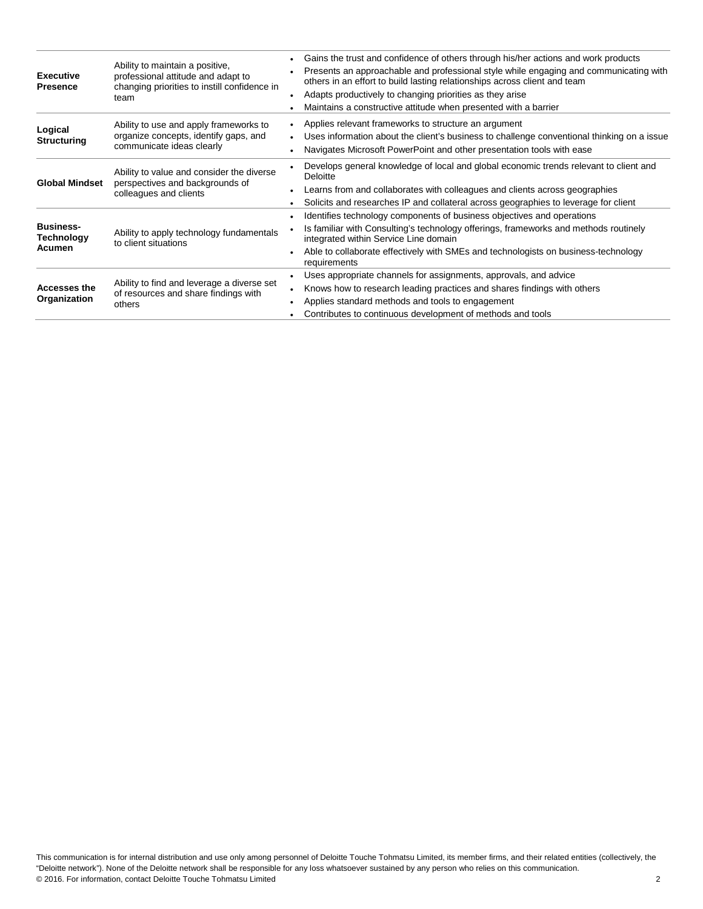| | | |
|---|---|---|
| **Executive Presence** | Ability to maintain a positive, professional attitude and adapt to changing priorities to instill confidence in team | • Gains the trust and confidence of others through his/her actions and work products<br>• Presents an approachable and professional style while engaging and communicating with others in an effort to build lasting relationships across client and team<br>• Adapts productively to changing priorities as they arise<br>• Maintains a constructive attitude when presented with a barrier |
| **Logical Structuring** | Ability to use and apply frameworks to organize concepts, identify gaps, and communicate ideas clearly | • Applies relevant frameworks to structure an argument<br>• Uses information about the client's business to challenge conventional thinking on a issue<br>• Navigates Microsoft PowerPoint and other presentation tools with ease |
| **Global Mindset** | Ability to value and consider the diverse perspectives and backgrounds of colleagues and clients | • Develops general knowledge of local and global economic trends relevant to client and Deloitte<br>• Learns from and collaborates with colleagues and clients across geographies<br>• Solicits and researches IP and collateral across geographies to leverage for client |
| **Business-Technology Acumen** | Ability to apply technology fundamentals to client situations | • Identifies technology components of business objectives and operations<br>• Is familiar with Consulting's technology offerings, frameworks and methods routinely integrated within Service Line domain<br>• Able to collaborate effectively with SMEs and technologists on business-technology requirements |
| **Accesses the Organization** | Ability to find and leverage a diverse set of resources and share findings with others | • Uses appropriate channels for assignments, approvals, and advice<br>• Knows how to research leading practices and shares findings with others<br>• Applies standard methods and tools to engagement<br>• Contributes to continuous development of methods and tools |

This communication is for internal distribution and use only among personnel of Deloitte Touche Tohmatsu Limited, its member firms, and their related entities (collectively, the "Deloitte network"). None of the Deloitte network shall be responsible for any loss whatsoever sustained by any person who relies on this communication.
© 2016. For information, contact Deloitte Touche Tohmatsu Limited